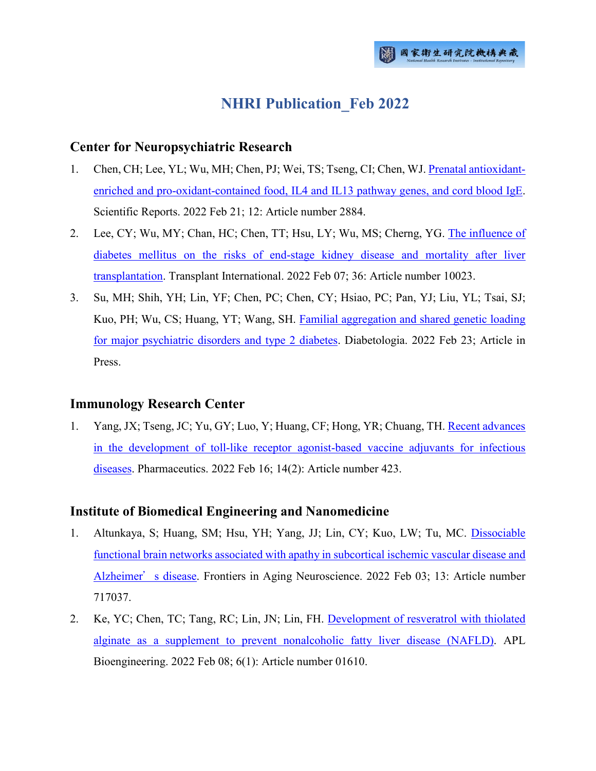# NHRI Publication_Feb 2022

## Center for Neuropsychiatric Research

1. Chen, CH; Lee, YL; Wu, MH; Chen, PJ; Wei, TS; Tseng, CI; Chen, WJ. Prenatal antioxidant-enriched and pro-oxidant-contained food, IL4 and IL13 pathway genes, and cord blood IgE. Scientific Reports. 2022 Feb 21; 12: Article number 2884.
2. Lee, CY; Wu, MY; Chan, HC; Chen, TT; Hsu, LY; Wu, MS; Cherng, YG. The influence of diabetes mellitus on the risks of end-stage kidney disease and mortality after liver transplantation. Transplant International. 2022 Feb 07; 36: Article number 10023.
3. Su, MH; Shih, YH; Lin, YF; Chen, PC; Chen, CY; Hsiao, PC; Pan, YJ; Liu, YL; Tsai, SJ; Kuo, PH; Wu, CS; Huang, YT; Wang, SH. Familial aggregation and shared genetic loading for major psychiatric disorders and type 2 diabetes. Diabetologia. 2022 Feb 23; Article in Press.

## Immunology Research Center

1. Yang, JX; Tseng, JC; Yu, GY; Luo, Y; Huang, CF; Hong, YR; Chuang, TH. Recent advances in the development of toll-like receptor agonist-based vaccine adjuvants for infectious diseases. Pharmaceutics. 2022 Feb 16; 14(2): Article number 423.

## Institute of Biomedical Engineering and Nanomedicine

1. Altunkaya, S; Huang, SM; Hsu, YH; Yang, JJ; Lin, CY; Kuo, LW; Tu, MC. Dissociable functional brain networks associated with apathy in subcortical ischemic vascular disease and Alzheimer's disease. Frontiers in Aging Neuroscience. 2022 Feb 03; 13: Article number 717037.
2. Ke, YC; Chen, TC; Tang, RC; Lin, JN; Lin, FH. Development of resveratrol with thiolated alginate as a supplement to prevent nonalcoholic fatty liver disease (NAFLD). APL Bioengineering. 2022 Feb 08; 6(1): Article number 01610.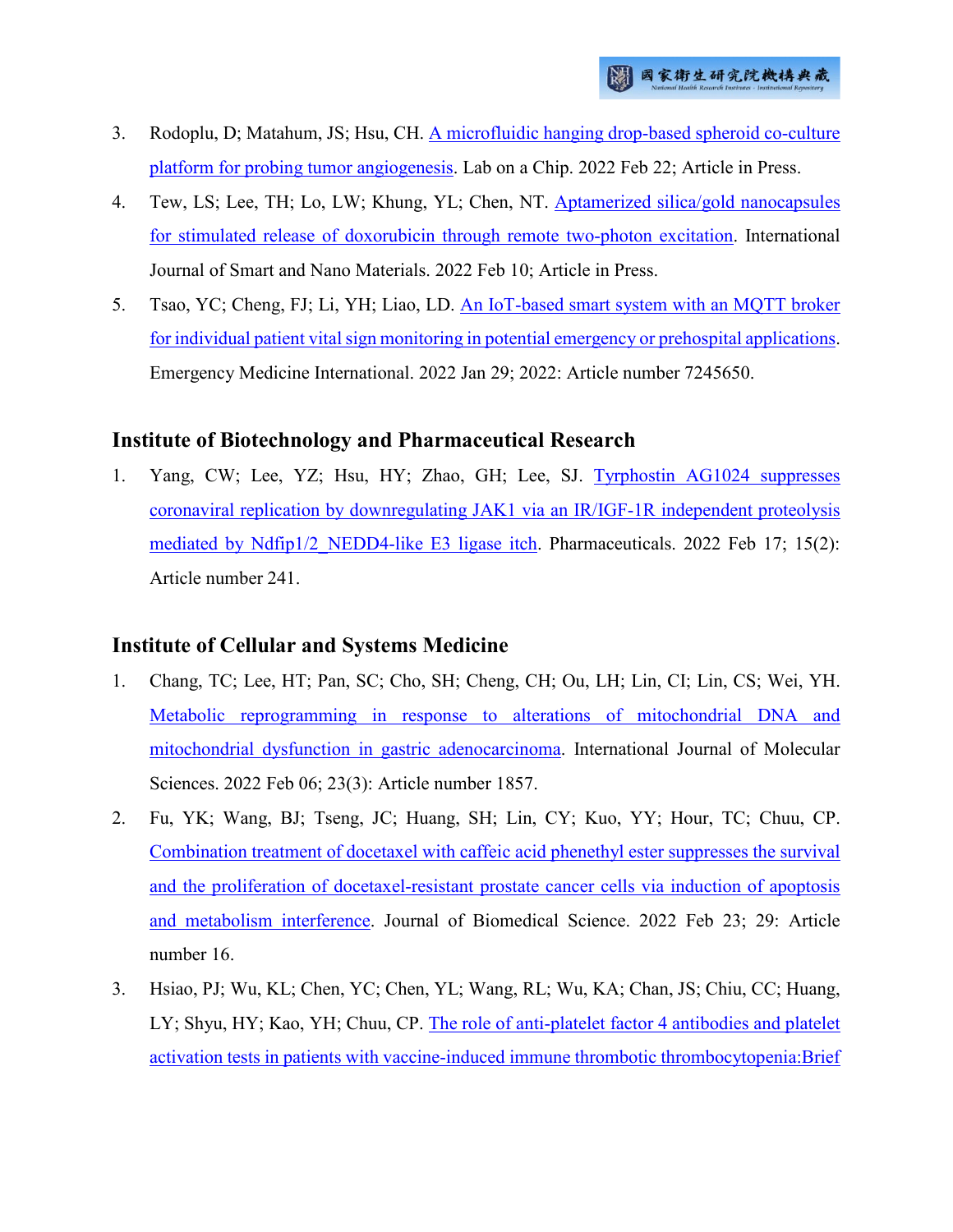3. Rodoplu, D; Matahum, JS; Hsu, CH. A microfluidic hanging drop-based spheroid co-culture platform for probing tumor angiogenesis. Lab on a Chip. 2022 Feb 22; Article in Press.
4. Tew, LS; Lee, TH; Lo, LW; Khung, YL; Chen, NT. Aptamerized silica/gold nanocapsules for stimulated release of doxorubicin through remote two-photon excitation. International Journal of Smart and Nano Materials. 2022 Feb 10; Article in Press.
5. Tsao, YC; Cheng, FJ; Li, YH; Liao, LD. An IoT-based smart system with an MQTT broker for individual patient vital sign monitoring in potential emergency or prehospital applications. Emergency Medicine International. 2022 Jan 29; 2022: Article number 7245650.

## Institute of Biotechnology and Pharmaceutical Research

1. Yang, CW; Lee, YZ; Hsu, HY; Zhao, GH; Lee, SJ. Tyrphostin AG1024 suppresses coronaviral replication by downregulating JAK1 via an IR/IGF-1R independent proteolysis mediated by Ndfip1/2_NEDD4-like E3 ligase itch. Pharmaceuticals. 2022 Feb 17; 15(2): Article number 241.

## Institute of Cellular and Systems Medicine

1. Chang, TC; Lee, HT; Pan, SC; Cho, SH; Cheng, CH; Ou, LH; Lin, CI; Lin, CS; Wei, YH. Metabolic reprogramming in response to alterations of mitochondrial DNA and mitochondrial dysfunction in gastric adenocarcinoma. International Journal of Molecular Sciences. 2022 Feb 06; 23(3): Article number 1857.
2. Fu, YK; Wang, BJ; Tseng, JC; Huang, SH; Lin, CY; Kuo, YY; Hour, TC; Chuu, CP. Combination treatment of docetaxel with caffeic acid phenethyl ester suppresses the survival and the proliferation of docetaxel-resistant prostate cancer cells via induction of apoptosis and metabolism interference. Journal of Biomedical Science. 2022 Feb 23; 29: Article number 16.
3. Hsiao, PJ; Wu, KL; Chen, YC; Chen, YL; Wang, RL; Wu, KA; Chan, JS; Chiu, CC; Huang, LY; Shyu, HY; Kao, YH; Chuu, CP. The role of anti-platelet factor 4 antibodies and platelet activation tests in patients with vaccine-induced immune thrombotic thrombocytopenia:Brief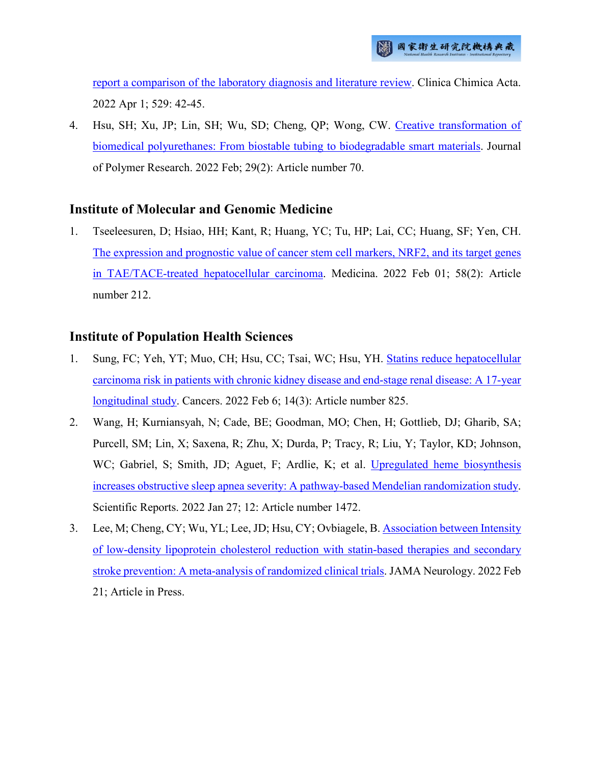report a comparison of the laboratory diagnosis and literature review. Clinica Chimica Acta. 2022 Apr 1; 529: 42-45.

4. Hsu, SH; Xu, JP; Lin, SH; Wu, SD; Cheng, QP; Wong, CW. Creative transformation of biomedical polyurethanes: From biostable tubing to biodegradable smart materials. Journal of Polymer Research. 2022 Feb; 29(2): Article number 70.

## Institute of Molecular and Genomic Medicine

1. Tseeleesuren, D; Hsiao, HH; Kant, R; Huang, YC; Tu, HP; Lai, CC; Huang, SF; Yen, CH. The expression and prognostic value of cancer stem cell markers, NRF2, and its target genes in TAE/TACE-treated hepatocellular carcinoma. Medicina. 2022 Feb 01; 58(2): Article number 212.

## Institute of Population Health Sciences

1. Sung, FC; Yeh, YT; Muo, CH; Hsu, CC; Tsai, WC; Hsu, YH. Statins reduce hepatocellular carcinoma risk in patients with chronic kidney disease and end-stage renal disease: A 17-year longitudinal study. Cancers. 2022 Feb 6; 14(3): Article number 825.
2. Wang, H; Kurniansyah, N; Cade, BE; Goodman, MO; Chen, H; Gottlieb, DJ; Gharib, SA; Purcell, SM; Lin, X; Saxena, R; Zhu, X; Durda, P; Tracy, R; Liu, Y; Taylor, KD; Johnson, WC; Gabriel, S; Smith, JD; Aguet, F; Ardlie, K; et al. Upregulated heme biosynthesis increases obstructive sleep apnea severity: A pathway-based Mendelian randomization study. Scientific Reports. 2022 Jan 27; 12: Article number 1472.
3. Lee, M; Cheng, CY; Wu, YL; Lee, JD; Hsu, CY; Ovbiagele, B. Association between Intensity of low-density lipoprotein cholesterol reduction with statin-based therapies and secondary stroke prevention: A meta-analysis of randomized clinical trials. JAMA Neurology. 2022 Feb 21; Article in Press.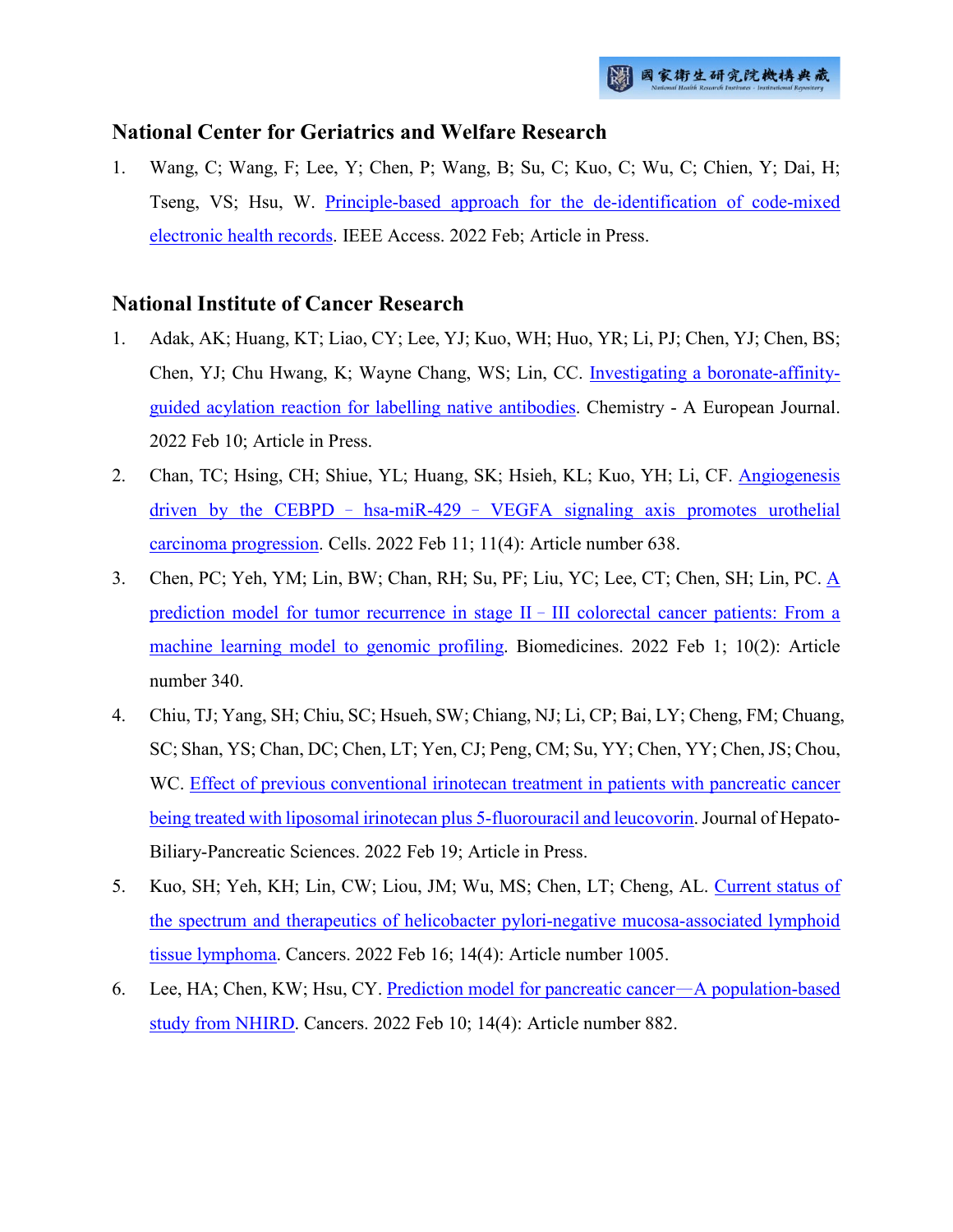## National Center for Geriatrics and Welfare Research

1. Wang, C; Wang, F; Lee, Y; Chen, P; Wang, B; Su, C; Kuo, C; Wu, C; Chien, Y; Dai, H; Tseng, VS; Hsu, W. Principle-based approach for the de-identification of code-mixed electronic health records. IEEE Access. 2022 Feb; Article in Press.

## National Institute of Cancer Research

1. Adak, AK; Huang, KT; Liao, CY; Lee, YJ; Kuo, WH; Huo, YR; Li, PJ; Chen, YJ; Chen, BS; Chen, YJ; Chu Hwang, K; Wayne Chang, WS; Lin, CC. Investigating a boronate-affinity-guided acylation reaction for labelling native antibodies. Chemistry - A European Journal. 2022 Feb 10; Article in Press.
2. Chan, TC; Hsing, CH; Shiue, YL; Huang, SK; Hsieh, KL; Kuo, YH; Li, CF. Angiogenesis driven by the CEBPD – hsa-miR-429 – VEGFA signaling axis promotes urothelial carcinoma progression. Cells. 2022 Feb 11; 11(4): Article number 638.
3. Chen, PC; Yeh, YM; Lin, BW; Chan, RH; Su, PF; Liu, YC; Lee, CT; Chen, SH; Lin, PC. A prediction model for tumor recurrence in stage II – III colorectal cancer patients: From a machine learning model to genomic profiling. Biomedicines. 2022 Feb 1; 10(2): Article number 340.
4. Chiu, TJ; Yang, SH; Chiu, SC; Hsueh, SW; Chiang, NJ; Li, CP; Bai, LY; Cheng, FM; Chuang, SC; Shan, YS; Chan, DC; Chen, LT; Yen, CJ; Peng, CM; Su, YY; Chen, YY; Chen, JS; Chou, WC. Effect of previous conventional irinotecan treatment in patients with pancreatic cancer being treated with liposomal irinotecan plus 5-fluorouracil and leucovorin. Journal of Hepato-Biliary-Pancreatic Sciences. 2022 Feb 19; Article in Press.
5. Kuo, SH; Yeh, KH; Lin, CW; Liou, JM; Wu, MS; Chen, LT; Cheng, AL. Current status of the spectrum and therapeutics of helicobacter pylori-negative mucosa-associated lymphoid tissue lymphoma. Cancers. 2022 Feb 16; 14(4): Article number 1005.
6. Lee, HA; Chen, KW; Hsu, CY. Prediction model for pancreatic cancer—A population-based study from NHIRD. Cancers. 2022 Feb 10; 14(4): Article number 882.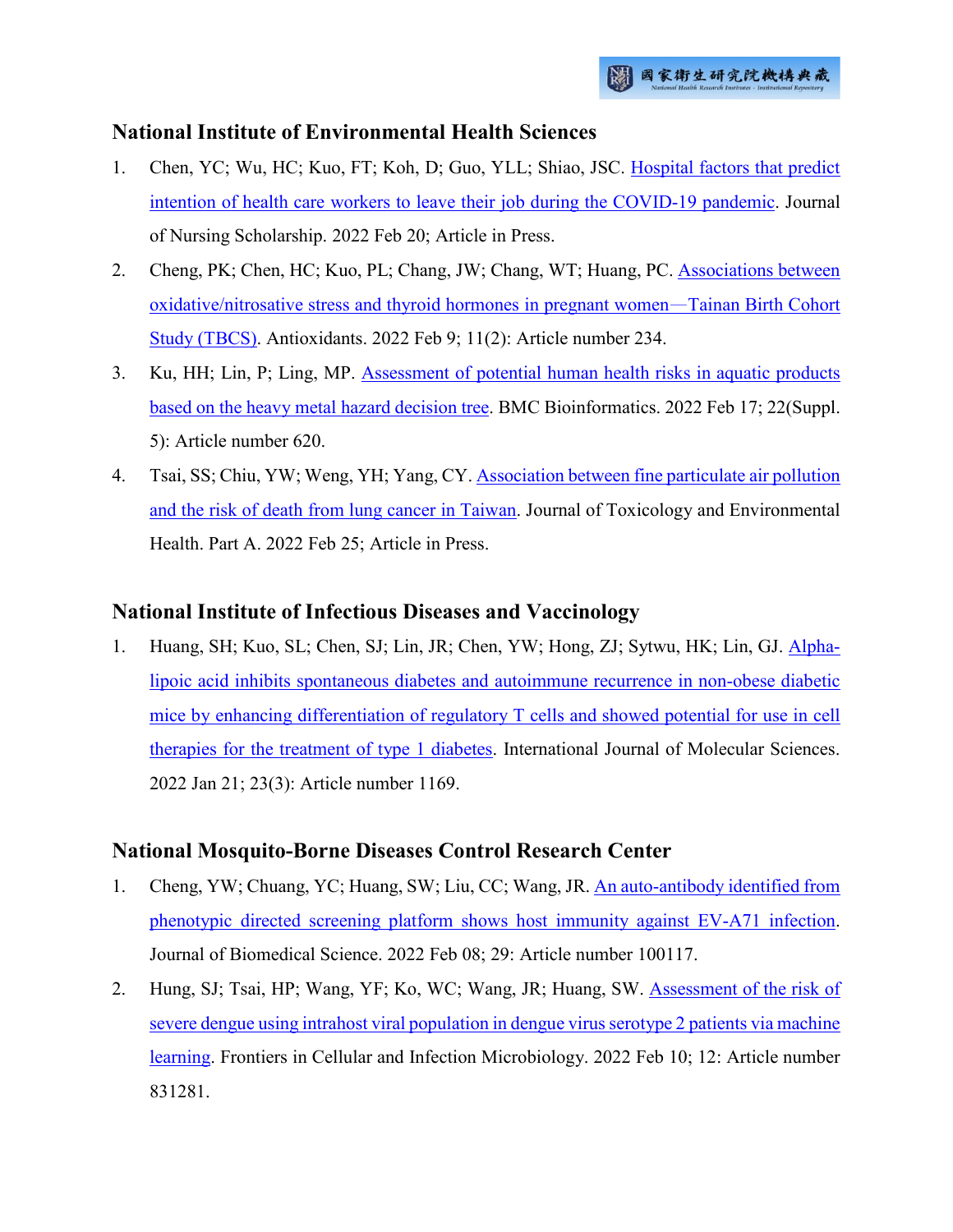## National Institute of Environmental Health Sciences

1. Chen, YC; Wu, HC; Kuo, FT; Koh, D; Guo, YLL; Shiao, JSC. Hospital factors that predict intention of health care workers to leave their job during the COVID-19 pandemic. Journal of Nursing Scholarship. 2022 Feb 20; Article in Press.
2. Cheng, PK; Chen, HC; Kuo, PL; Chang, JW; Chang, WT; Huang, PC. Associations between oxidative/nitrosative stress and thyroid hormones in pregnant women—Tainan Birth Cohort Study (TBCS). Antioxidants. 2022 Feb 9; 11(2): Article number 234.
3. Ku, HH; Lin, P; Ling, MP. Assessment of potential human health risks in aquatic products based on the heavy metal hazard decision tree. BMC Bioinformatics. 2022 Feb 17; 22(Suppl. 5): Article number 620.
4. Tsai, SS; Chiu, YW; Weng, YH; Yang, CY. Association between fine particulate air pollution and the risk of death from lung cancer in Taiwan. Journal of Toxicology and Environmental Health. Part A. 2022 Feb 25; Article in Press.

## National Institute of Infectious Diseases and Vaccinology

1. Huang, SH; Kuo, SL; Chen, SJ; Lin, JR; Chen, YW; Hong, ZJ; Sytwu, HK; Lin, GJ. Alpha-lipoic acid inhibits spontaneous diabetes and autoimmune recurrence in non-obese diabetic mice by enhancing differentiation of regulatory T cells and showed potential for use in cell therapies for the treatment of type 1 diabetes. International Journal of Molecular Sciences. 2022 Jan 21; 23(3): Article number 1169.

## National Mosquito-Borne Diseases Control Research Center

1. Cheng, YW; Chuang, YC; Huang, SW; Liu, CC; Wang, JR. An auto-antibody identified from phenotypic directed screening platform shows host immunity against EV-A71 infection. Journal of Biomedical Science. 2022 Feb 08; 29: Article number 100117.
2. Hung, SJ; Tsai, HP; Wang, YF; Ko, WC; Wang, JR; Huang, SW. Assessment of the risk of severe dengue using intrahost viral population in dengue virus serotype 2 patients via machine learning. Frontiers in Cellular and Infection Microbiology. 2022 Feb 10; 12: Article number 831281.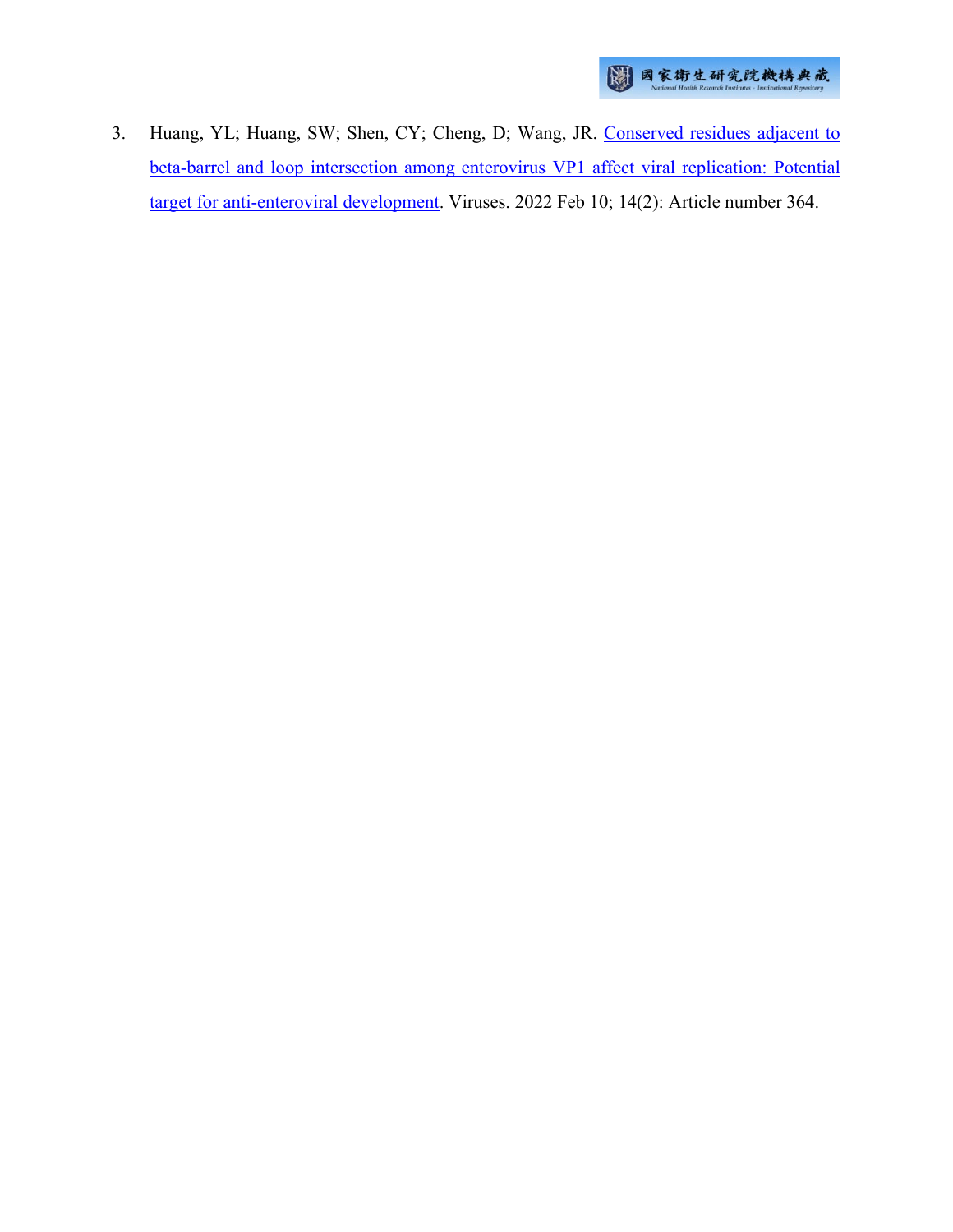3. Huang, YL; Huang, SW; Shen, CY; Cheng, D; Wang, JR. Conserved residues adjacent to beta-barrel and loop intersection among enterovirus VP1 affect viral replication: Potential target for anti-enteroviral development. Viruses. 2022 Feb 10; 14(2): Article number 364.